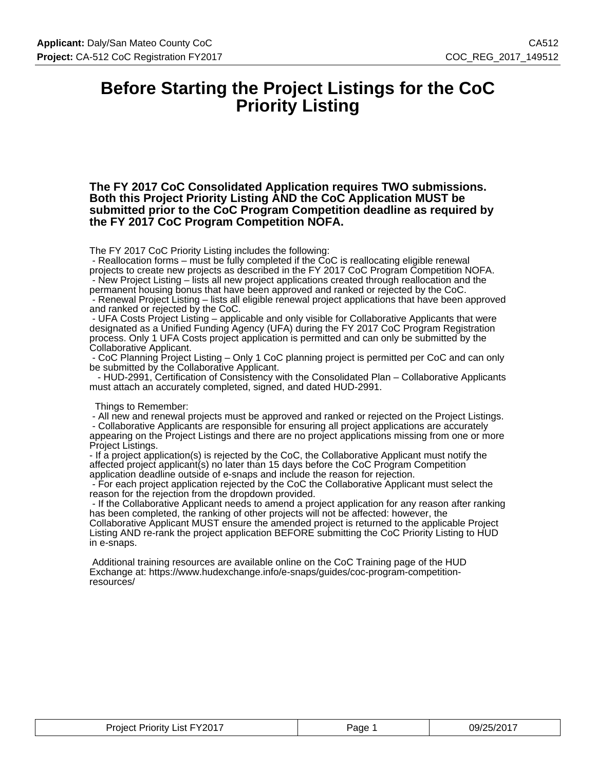# Before Starting the Project Listings for the CoC Priority Listing

**The FY 2017 CoC Consolidated Application requires TWO submissions. Both this Project Priority Listing AND the CoC Application MUST be submitted prior to the CoC Program Competition deadline as required by the FY 2017 CoC Program Competition NOFA.**

The FY 2017 CoC Priority Listing includes the following:

- Reallocation forms – must be fully completed if the CoC is reallocating eligible renewal projects to create new projects as described in the FY 2017 CoC Program Competition NOFA.
- New Project Listing – lists all new project applications created through reallocation and the permanent housing bonus that have been approved and ranked or rejected by the CoC.
- Renewal Project Listing – lists all eligible renewal project applications that have been approved and ranked or rejected by the CoC.
- UFA Costs Project Listing – applicable and only visible for Collaborative Applicants that were designated as a Unified Funding Agency (UFA) during the FY 2017 CoC Program Registration process. Only 1 UFA Costs project application is permitted and can only be submitted by the Collaborative Applicant.
- CoC Planning Project Listing – Only 1 CoC planning project is permitted per CoC and can only be submitted by the Collaborative Applicant.
- HUD-2991, Certification of Consistency with the Consolidated Plan – Collaborative Applicants must attach an accurately completed, signed, and dated HUD-2991.

Things to Remember:

- All new and renewal projects must be approved and ranked or rejected on the Project Listings.
- Collaborative Applicants are responsible for ensuring all project applications are accurately appearing on the Project Listings and there are no project applications missing from one or more Project Listings.
- If a project application(s) is rejected by the CoC, the Collaborative Applicant must notify the affected project applicant(s) no later than 15 days before the CoC Program Competition application deadline outside of e-snaps and include the reason for rejection.
- For each project application rejected by the CoC the Collaborative Applicant must select the reason for the rejection from the dropdown provided.
- If the Collaborative Applicant needs to amend a project application for any reason after ranking has been completed, the ranking of other projects will not be affected: however, the Collaborative Applicant MUST ensure the amended project is returned to the applicable Project Listing AND re-rank the project application BEFORE submitting the CoC Priority Listing to HUD in e-snaps.

Additional training resources are available online on the CoC Training page of the HUD Exchange at: https://www.hudexchange.info/e-snaps/guides/coc-program-competition-resources/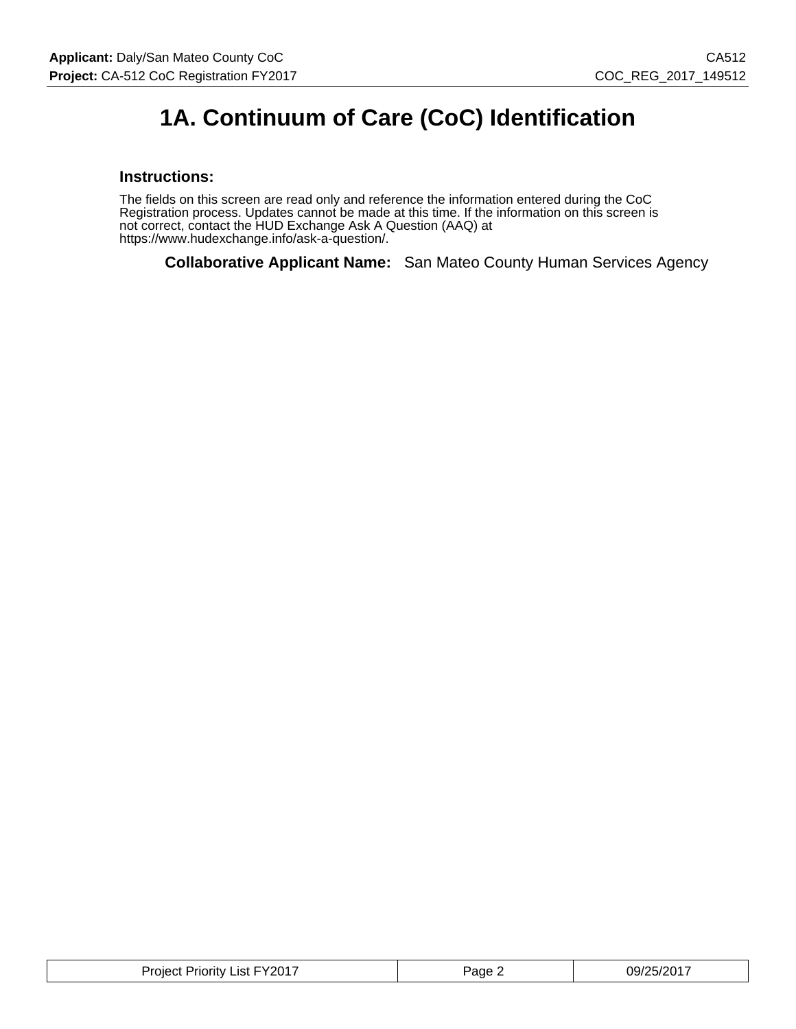# 1A. Continuum of Care (CoC) Identification

### Instructions:

The fields on this screen are read only and reference the information entered during the CoC Registration process. Updates cannot be made at this time. If the information on this screen is not correct, contact the HUD Exchange Ask A Question (AAQ) at https://www.hudexchange.info/ask-a-question/.

**Collaborative Applicant Name:** San Mateo County Human Services Agency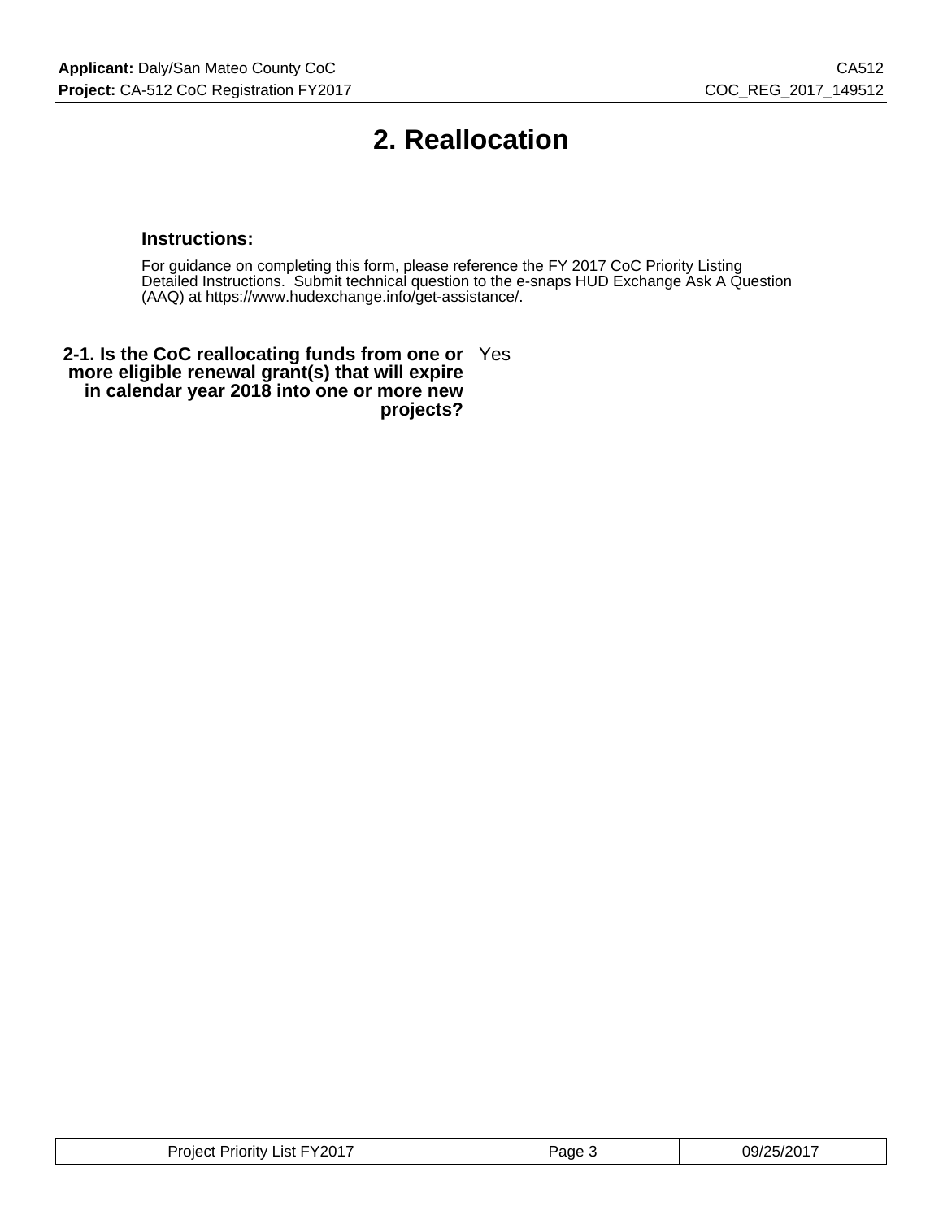# 2. Reallocation

### Instructions:

For guidance on completing this form, please reference the FY 2017 CoC Priority Listing Detailed Instructions. Submit technical question to the e-snaps HUD Exchange Ask A Question (AAQ) at https://www.hudexchange.info/get-assistance/.

| | |
|---|---|
| **2-1. Is the CoC reallocating funds from one or more eligible renewal grant(s) that will expire in calendar year 2018 into one or more new projects?** | Yes |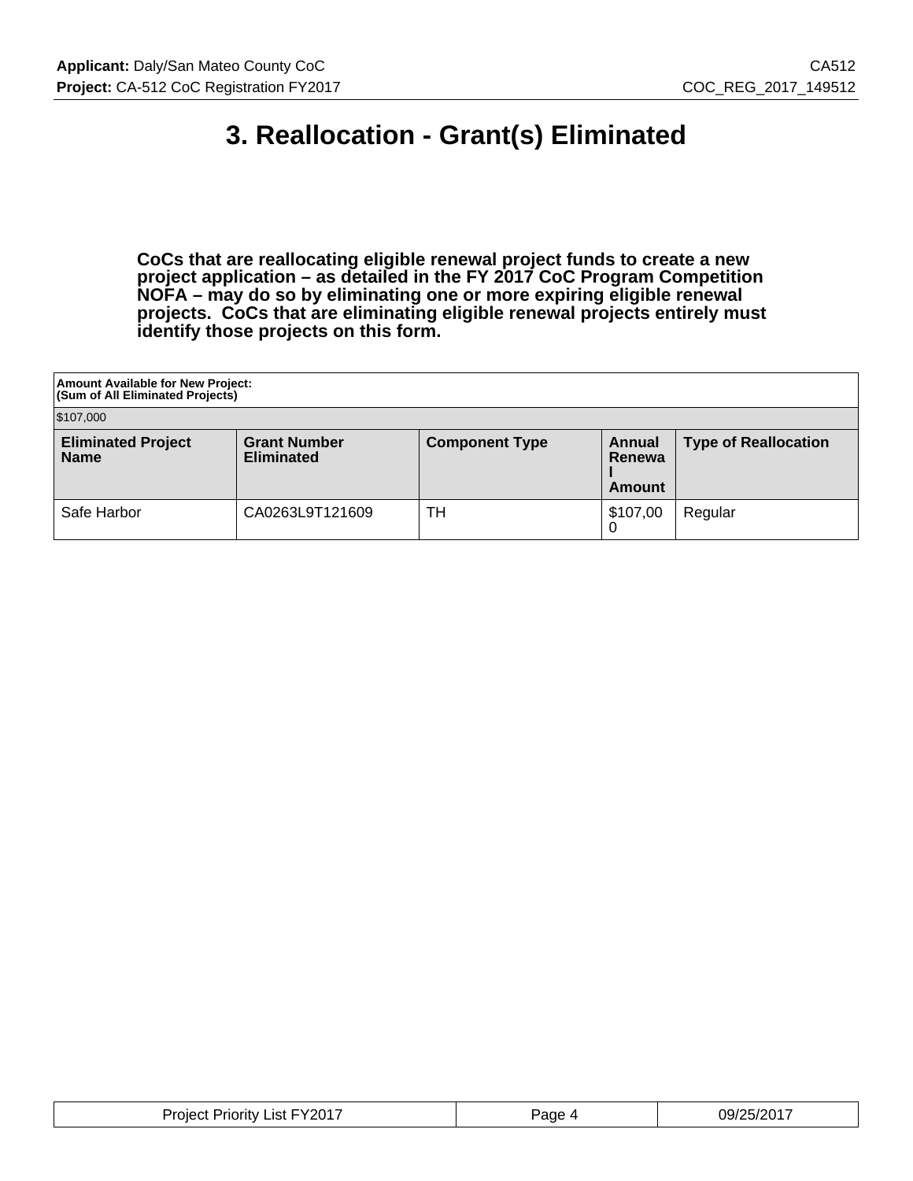# 3. Reallocation - Grant(s) Eliminated

**CoCs that are reallocating eligible renewal project funds to create a new project application – as detailed in the FY 2017 CoC Program Competition NOFA – may do so by eliminating one or more expiring eligible renewal projects. CoCs that are eliminating eligible renewal projects entirely must identify those projects on this form.**

| Amount Available for New Project: (Sum of All Eliminated Projects) | | | | |
|---|---|---|---|---|
| $107,000 | | | | |
| **Eliminated Project Name** | **Grant Number Eliminated** | **Component Type** | **Annual Renewal Amount** | **Type of Reallocation** |
| Safe Harbor | CA0263L9T121609 | TH | $107,000 | Regular |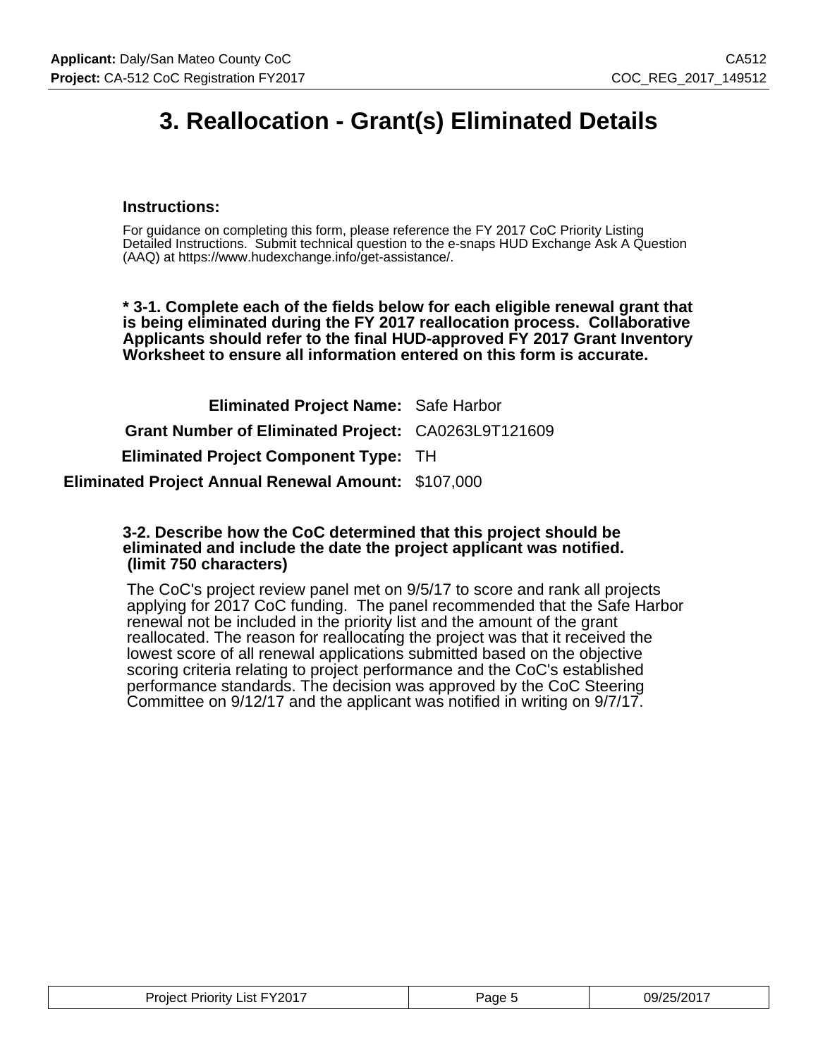# 3. Reallocation - Grant(s) Eliminated Details

### Instructions:

For guidance on completing this form, please reference the FY 2017 CoC Priority Listing Detailed Instructions. Submit technical question to the e-snaps HUD Exchange Ask A Question (AAQ) at https://www.hudexchange.info/get-assistance/.

**\* 3-1. Complete each of the fields below for each eligible renewal grant that is being eliminated during the FY 2017 reallocation process. Collaborative Applicants should refer to the final HUD-approved FY 2017 Grant Inventory Worksheet to ensure all information entered on this form is accurate.**

| | |
|---|---|
| **Eliminated Project Name:** | Safe Harbor |
| **Grant Number of Eliminated Project:** | CA0263L9T121609 |
| **Eliminated Project Component Type:** | TH |
| **Eliminated Project Annual Renewal Amount:** | $107,000 |

**3-2. Describe how the CoC determined that this project should be eliminated and include the date the project applicant was notified. (limit 750 characters)**

The CoC's project review panel met on 9/5/17 to score and rank all projects applying for 2017 CoC funding. The panel recommended that the Safe Harbor renewal not be included in the priority list and the amount of the grant reallocated. The reason for reallocating the project was that it received the lowest score of all renewal applications submitted based on the objective scoring criteria relating to project performance and the CoC's established performance standards. The decision was approved by the CoC Steering Committee on 9/12/17 and the applicant was notified in writing on 9/7/17.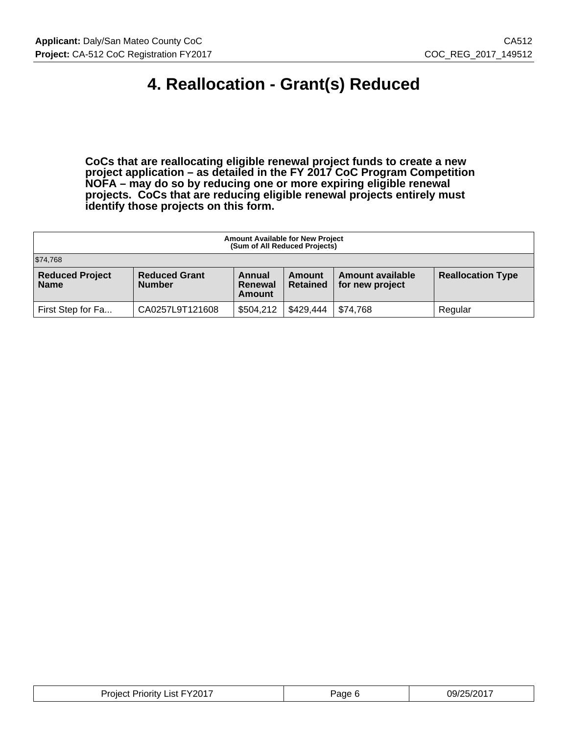# 4. Reallocation - Grant(s) Reduced

**CoCs that are reallocating eligible renewal project funds to create a new project application – as detailed in the FY 2017 CoC Program Competition NOFA – may do so by reducing one or more expiring eligible renewal projects. CoCs that are reducing eligible renewal projects entirely must identify those projects on this form.**

| Amount Available for New Project (Sum of All Reduced Projects) | | | | | |
|---|---|---|---|---|---|
| $74,768 | | | | | |
| **Reduced Project Name** | **Reduced Grant Number** | **Annual Renewal Amount** | **Amount Retained** | **Amount available for new project** | **Reallocation Type** |
| First Step for Fa... | CA0257L9T121608 | $504,212 | $429,444 | $74,768 | Regular |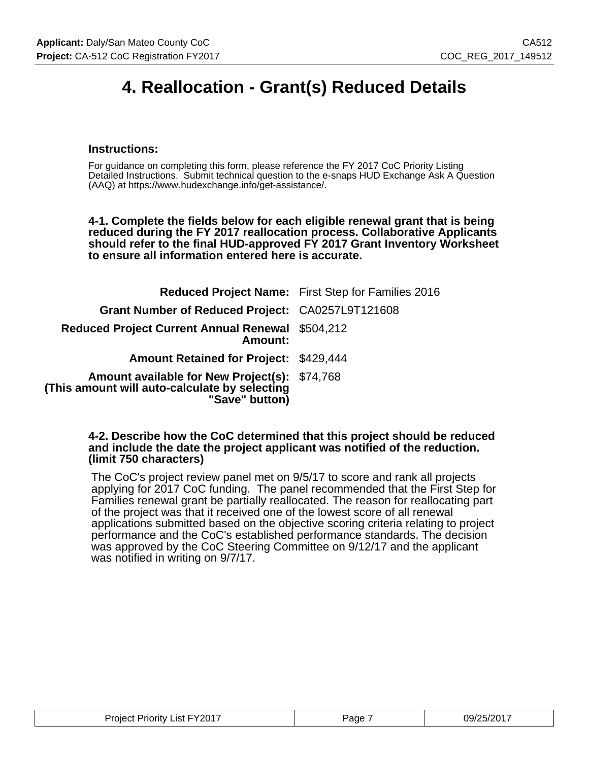# 4. Reallocation - Grant(s) Reduced Details

### Instructions:

For guidance on completing this form, please reference the FY 2017 CoC Priority Listing Detailed Instructions. Submit technical question to the e-snaps HUD Exchange Ask A Question (AAQ) at https://www.hudexchange.info/get-assistance/.

**4-1. Complete the fields below for each eligible renewal grant that is being reduced during the FY 2017 reallocation process. Collaborative Applicants should refer to the final HUD-approved FY 2017 Grant Inventory Worksheet to ensure all information entered here is accurate.**

| | |
|---|---|
| **Reduced Project Name:** | First Step for Families 2016 |
| **Grant Number of Reduced Project:** | CA0257L9T121608 |
| **Reduced Project Current Annual Renewal Amount:** | $504,212 |
| **Amount Retained for Project:** | $429,444 |
| **Amount available for New Project(s): (This amount will auto-calculate by selecting "Save" button)** | $74,768 |

**4-2. Describe how the CoC determined that this project should be reduced and include the date the project applicant was notified of the reduction. (limit 750 characters)**

The CoC's project review panel met on 9/5/17 to score and rank all projects applying for 2017 CoC funding. The panel recommended that the First Step for Families renewal grant be partially reallocated. The reason for reallocating part of the project was that it received one of the lowest score of all renewal applications submitted based on the objective scoring criteria relating to project performance and the CoC's established performance standards. The decision was approved by the CoC Steering Committee on 9/12/17 and the applicant was notified in writing on 9/7/17.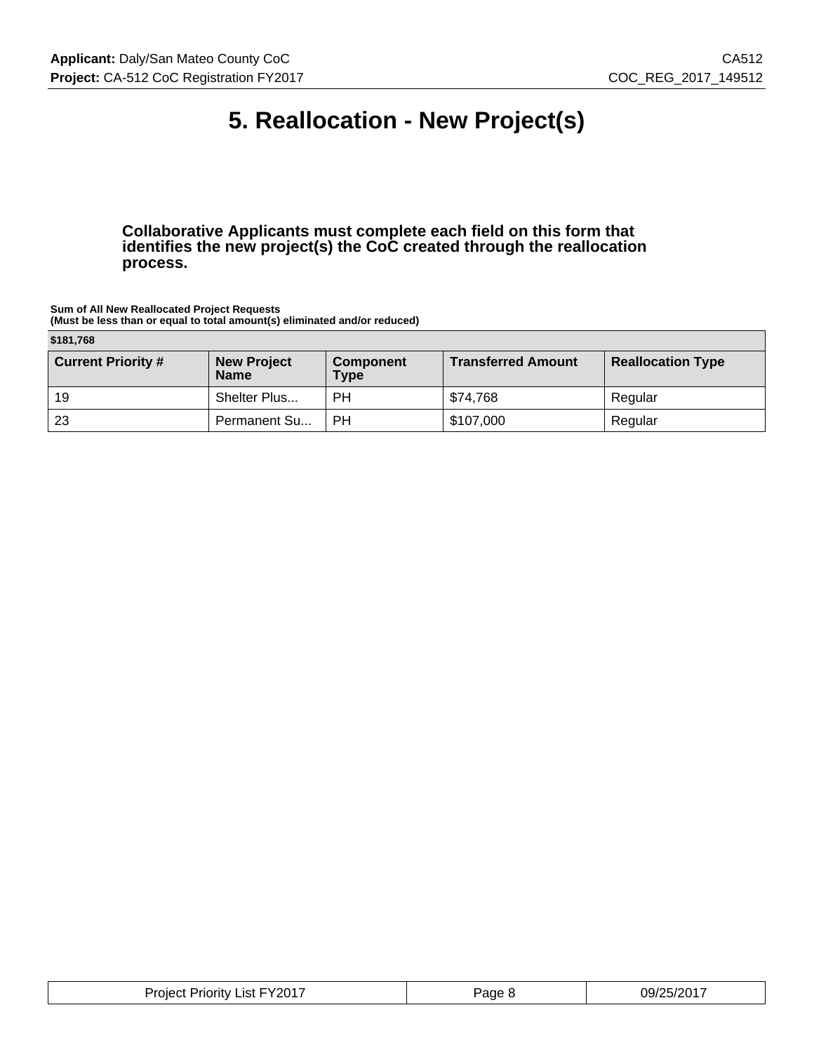# 5. Reallocation - New Project(s)

**Collaborative Applicants must complete each field on this form that identifies the new project(s) the CoC created through the reallocation process.**

**Sum of All New Reallocated Project Requests**
**(Must be less than or equal to total amount(s) eliminated and/or reduced)**

| **$181,768** | | | | |
|---|---|---|---|---|
| **Current Priority #** | **New Project Name** | **Component Type** | **Transferred Amount** | **Reallocation Type** |
| 19 | Shelter Plus... | PH | $74,768 | Regular |
| 23 | Permanent Su... | PH | $107,000 | Regular |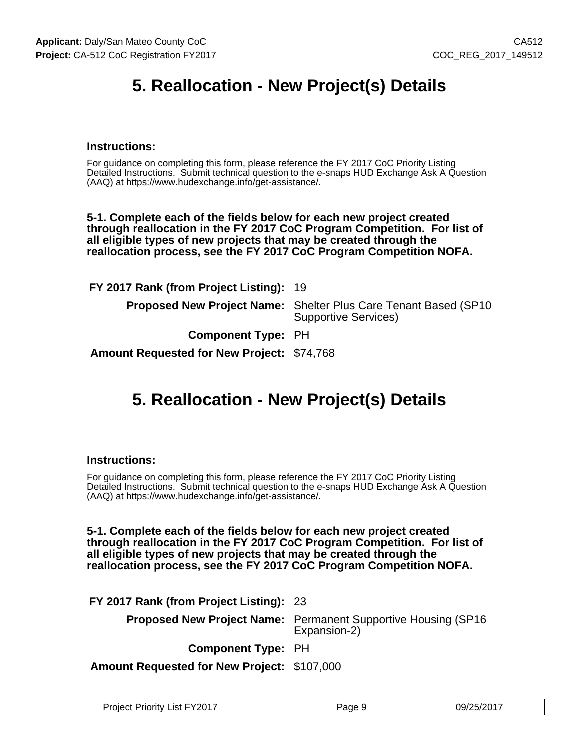# 5. Reallocation - New Project(s) Details

### Instructions:

For guidance on completing this form, please reference the FY 2017 CoC Priority Listing Detailed Instructions. Submit technical question to the e-snaps HUD Exchange Ask A Question (AAQ) at https://www.hudexchange.info/get-assistance/.

**5-1. Complete each of the fields below for each new project created through reallocation in the FY 2017 CoC Program Competition. For list of all eligible types of new projects that may be created through the reallocation process, see the FY 2017 CoC Program Competition NOFA.**

**FY 2017 Rank (from Project Listing):** 19

**Proposed New Project Name:** Shelter Plus Care Tenant Based (SP10 Supportive Services)

**Component Type:** PH

**Amount Requested for New Project:** $74,768

# 5. Reallocation - New Project(s) Details

### Instructions:

For guidance on completing this form, please reference the FY 2017 CoC Priority Listing Detailed Instructions. Submit technical question to the e-snaps HUD Exchange Ask A Question (AAQ) at https://www.hudexchange.info/get-assistance/.

**5-1. Complete each of the fields below for each new project created through reallocation in the FY 2017 CoC Program Competition. For list of all eligible types of new projects that may be created through the reallocation process, see the FY 2017 CoC Program Competition NOFA.**

**FY 2017 Rank (from Project Listing):** 23

**Proposed New Project Name:** Permanent Supportive Housing (SP16 Expansion-2)

**Component Type:** PH

**Amount Requested for New Project:** $107,000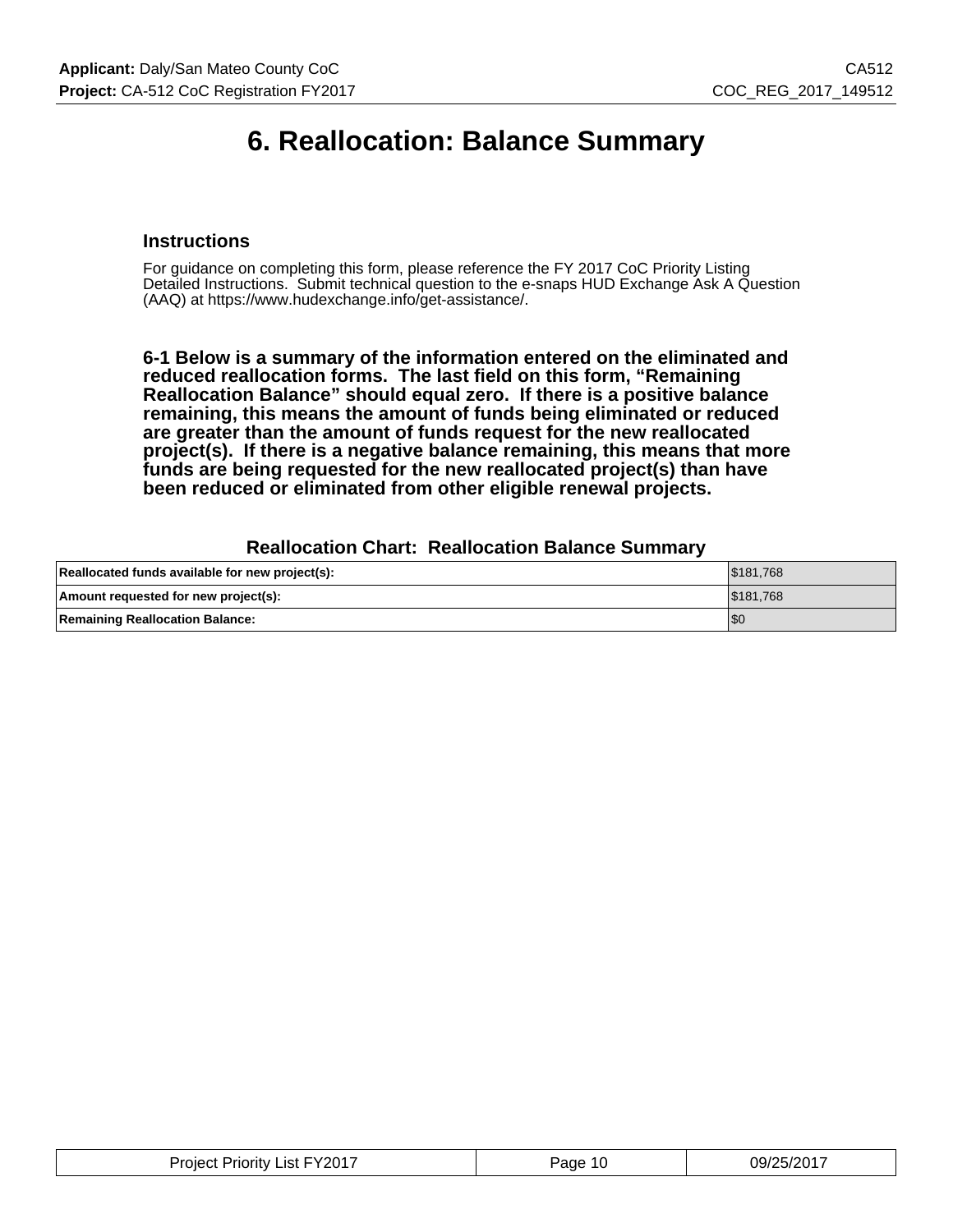# 6. Reallocation: Balance Summary

### Instructions

For guidance on completing this form, please reference the FY 2017 CoC Priority Listing Detailed Instructions. Submit technical question to the e-snaps HUD Exchange Ask A Question (AAQ) at https://www.hudexchange.info/get-assistance/.

**6-1 Below is a summary of the information entered on the eliminated and reduced reallocation forms. The last field on this form, "Remaining Reallocation Balance" should equal zero. If there is a positive balance remaining, this means the amount of funds being eliminated or reduced are greater than the amount of funds request for the new reallocated project(s). If there is a negative balance remaining, this means that more funds are being requested for the new reallocated project(s) than have been reduced or eliminated from other eligible renewal projects.**

### Reallocation Chart: Reallocation Balance Summary

| | |
|---|---|
| **Reallocated funds available for new project(s):** | $181,768 |
| **Amount requested for new project(s):** | $181,768 |
| **Remaining Reallocation Balance:** | $0 |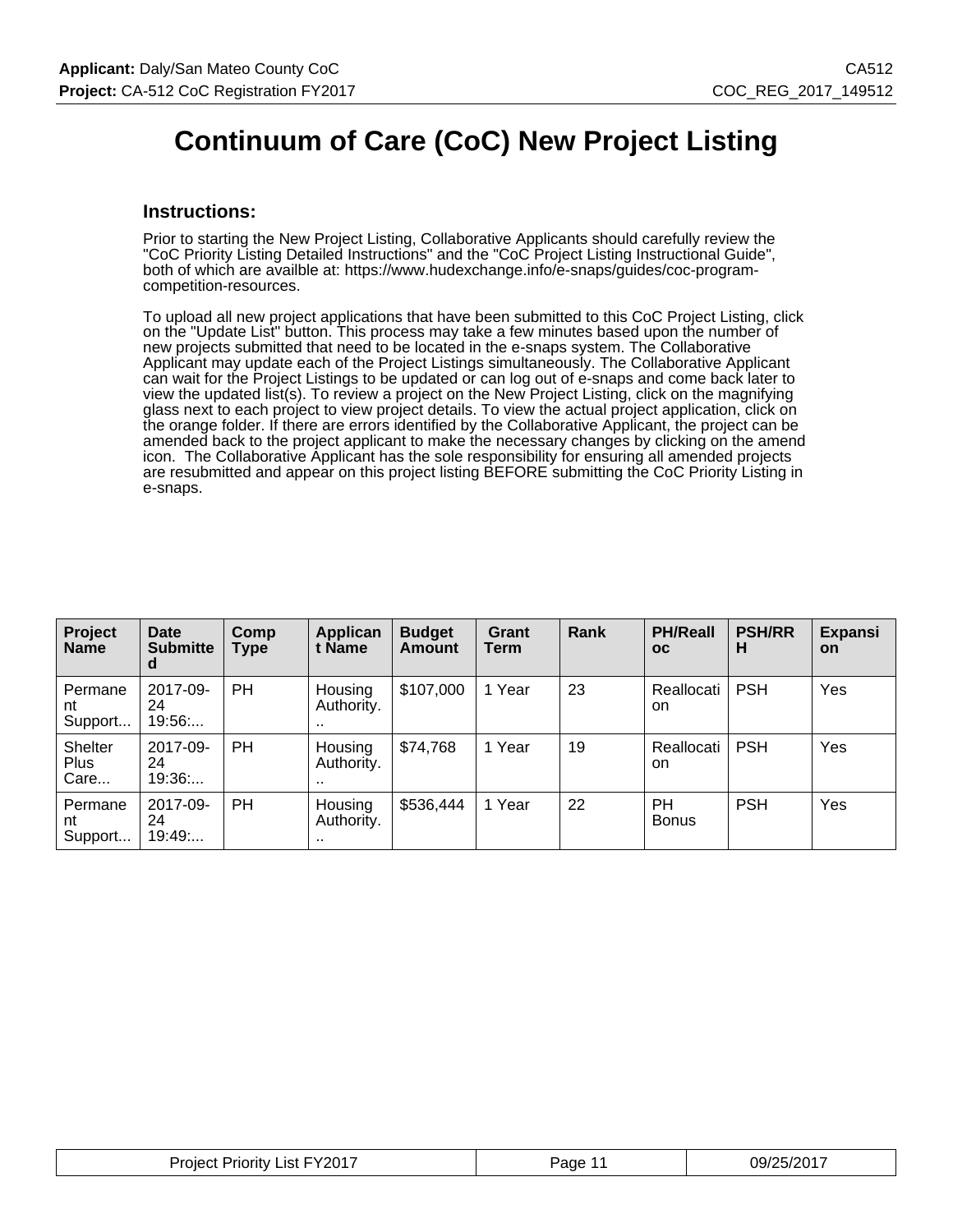# Continuum of Care (CoC) New Project Listing

## Instructions:

Prior to starting the New Project Listing, Collaborative Applicants should carefully review the "CoC Priority Listing Detailed Instructions" and the "CoC Project Listing Instructional Guide", both of which are availble at: https://www.hudexchange.info/e-snaps/guides/coc-program-competition-resources.

To upload all new project applications that have been submitted to this CoC Project Listing, click on the "Update List" button. This process may take a few minutes based upon the number of new projects submitted that need to be located in the e-snaps system. The Collaborative Applicant may update each of the Project Listings simultaneously. The Collaborative Applicant can wait for the Project Listings to be updated or can log out of e-snaps and come back later to view the updated list(s). To review a project on the New Project Listing, click on the magnifying glass next to each project to view project details. To view the actual project application, click on the orange folder. If there are errors identified by the Collaborative Applicant, the project can be amended back to the project applicant to make the necessary changes by clicking on the amend icon. The Collaborative Applicant has the sole responsibility for ensuring all amended projects are resubmitted and appear on this project listing BEFORE submitting the CoC Priority Listing in e-snaps.

| Project Name | Date Submitted | Comp Type | Applicant Name | Budget Amount | Grant Term | Rank | PH/Realloc | PSH/RRH | Expansion |
|---|---|---|---|---|---|---|---|---|---|
| Permanent Support... | 2017-09-24 19:56:... | PH | Housing Authority... | $107,000 | 1 Year | 23 | Reallocation | PSH | Yes |
| Shelter Plus Care... | 2017-09-24 19:36:... | PH | Housing Authority... | $74,768 | 1 Year | 19 | Reallocation | PSH | Yes |
| Permanent Support... | 2017-09-24 19:49:... | PH | Housing Authority... | $536,444 | 1 Year | 22 | PH Bonus | PSH | Yes |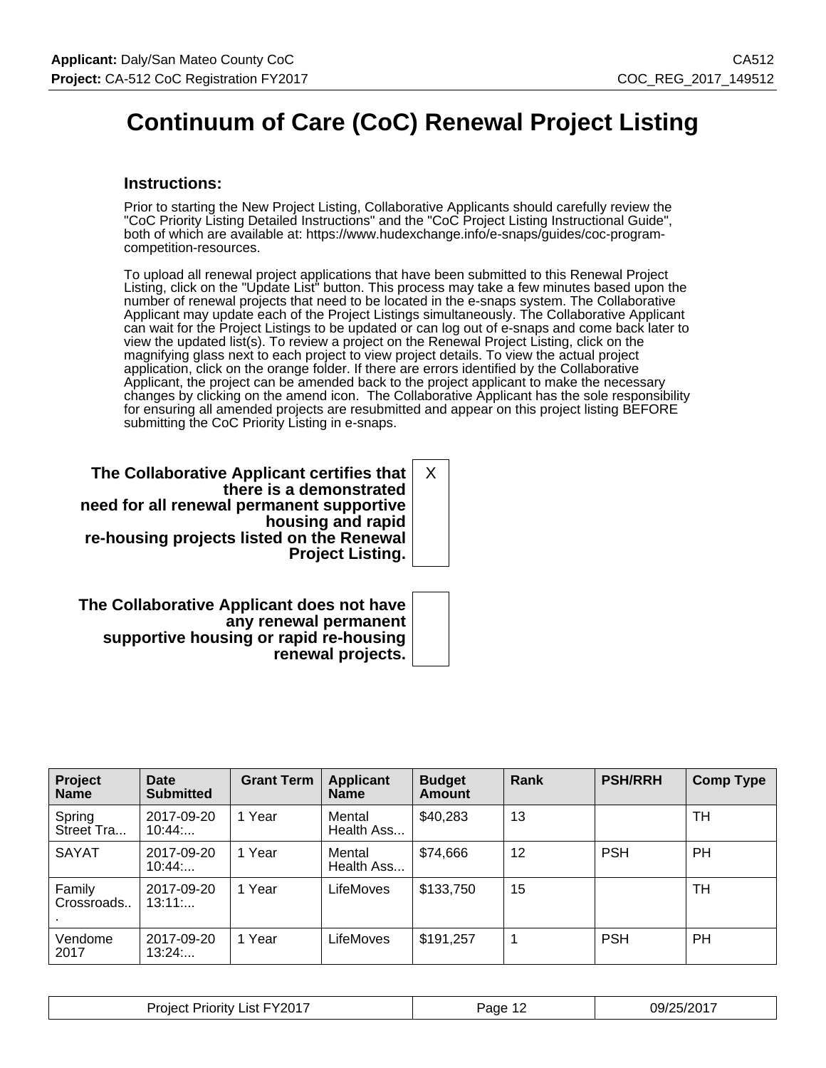# Continuum of Care (CoC) Renewal Project Listing

### Instructions:

Prior to starting the New Project Listing, Collaborative Applicants should carefully review the "CoC Priority Listing Detailed Instructions" and the "CoC Project Listing Instructional Guide", both of which are available at: https://www.hudexchange.info/e-snaps/guides/coc-program-competition-resources.

To upload all renewal project applications that have been submitted to this Renewal Project Listing, click on the "Update List" button. This process may take a few minutes based upon the number of renewal projects that need to be located in the e-snaps system. The Collaborative Applicant may update each of the Project Listings simultaneously. The Collaborative Applicant can wait for the Project Listings to be updated or can log out of e-snaps and come back later to view the updated list(s). To review a project on the Renewal Project Listing, click on the magnifying glass next to each project to view project details. To view the actual project application, click on the orange folder. If there are errors identified by the Collaborative Applicant, the project can be amended back to the project applicant to make the necessary changes by clicking on the amend icon. The Collaborative Applicant has the sole responsibility for ensuring all amended projects are resubmitted and appear on this project listing BEFORE submitting the CoC Priority Listing in e-snaps.

| | |
|---|---|
| **The Collaborative Applicant certifies that there is a demonstrated need for all renewal permanent supportive housing and rapid re-housing projects listed on the Renewal Project Listing.** | X |
| **The Collaborative Applicant does not have any renewal permanent supportive housing or rapid re-housing renewal projects.** | |

| Project Name | Date Submitted | Grant Term | Applicant Name | Budget Amount | Rank | PSH/RRH | Comp Type |
|---|---|---|---|---|---|---|---|
| Spring Street Tra... | 2017-09-20 10:44:... | 1 Year | Mental Health Ass... | $40,283 | 13 | | TH |
| SAYAT | 2017-09-20 10:44:... | 1 Year | Mental Health Ass... | $74,666 | 12 | PSH | PH |
| Family Crossroads... | 2017-09-20 13:11:... | 1 Year | LifeMoves | $133,750 | 15 | | TH |
| Vendome 2017 | 2017-09-20 13:24:... | 1 Year | LifeMoves | $191,257 | 1 | PSH | PH |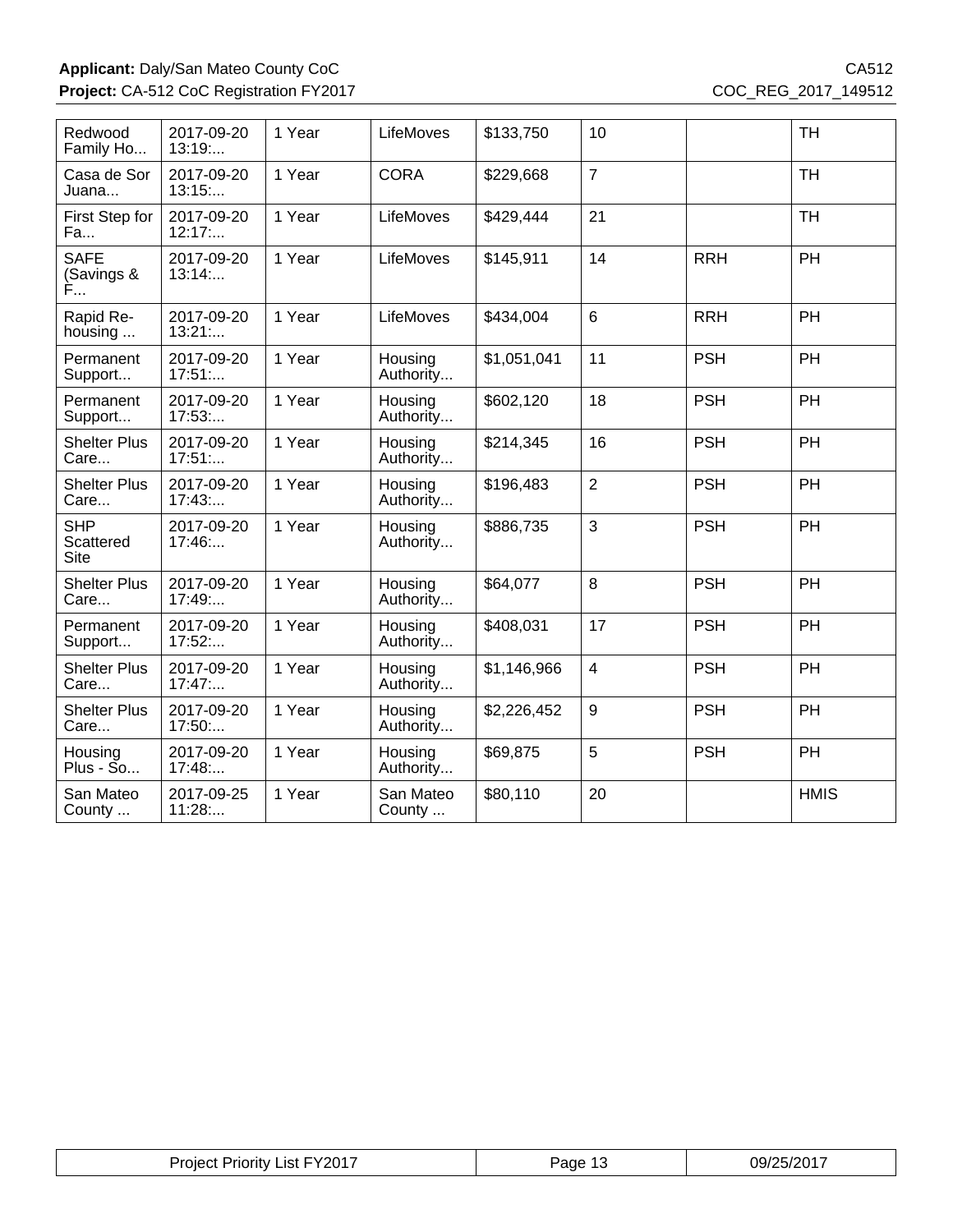| | | | | | | | |
|---|---|---|---|---|---|---|---|
| Redwood Family Ho... | 2017-09-20 13:19:... | 1 Year | LifeMoves | $133,750 | 10 | | TH |
| Casa de Sor Juana... | 2017-09-20 13:15:... | 1 Year | CORA | $229,668 | 7 | | TH |
| First Step for Fa... | 2017-09-20 12:17:... | 1 Year | LifeMoves | $429,444 | 21 | | TH |
| SAFE (Savings & F... | 2017-09-20 13:14:... | 1 Year | LifeMoves | $145,911 | 14 | RRH | PH |
| Rapid Re-housing ... | 2017-09-20 13:21:... | 1 Year | LifeMoves | $434,004 | 6 | RRH | PH |
| Permanent Support... | 2017-09-20 17:51:... | 1 Year | Housing Authority... | $1,051,041 | 11 | PSH | PH |
| Permanent Support... | 2017-09-20 17:53:... | 1 Year | Housing Authority... | $602,120 | 18 | PSH | PH |
| Shelter Plus Care... | 2017-09-20 17:51:... | 1 Year | Housing Authority... | $214,345 | 16 | PSH | PH |
| Shelter Plus Care... | 2017-09-20 17:43:... | 1 Year | Housing Authority... | $196,483 | 2 | PSH | PH |
| SHP Scattered Site | 2017-09-20 17:46:... | 1 Year | Housing Authority... | $886,735 | 3 | PSH | PH |
| Shelter Plus Care... | 2017-09-20 17:49:... | 1 Year | Housing Authority... | $64,077 | 8 | PSH | PH |
| Permanent Support... | 2017-09-20 17:52:... | 1 Year | Housing Authority... | $408,031 | 17 | PSH | PH |
| Shelter Plus Care... | 2017-09-20 17:47:... | 1 Year | Housing Authority... | $1,146,966 | 4 | PSH | PH |
| Shelter Plus Care... | 2017-09-20 17:50:... | 1 Year | Housing Authority... | $2,226,452 | 9 | PSH | PH |
| Housing Plus - So... | 2017-09-20 17:48:... | 1 Year | Housing Authority... | $69,875 | 5 | PSH | PH |
| San Mateo County ... | 2017-09-25 11:28:... | 1 Year | San Mateo County ... | $80,110 | 20 | | HMIS |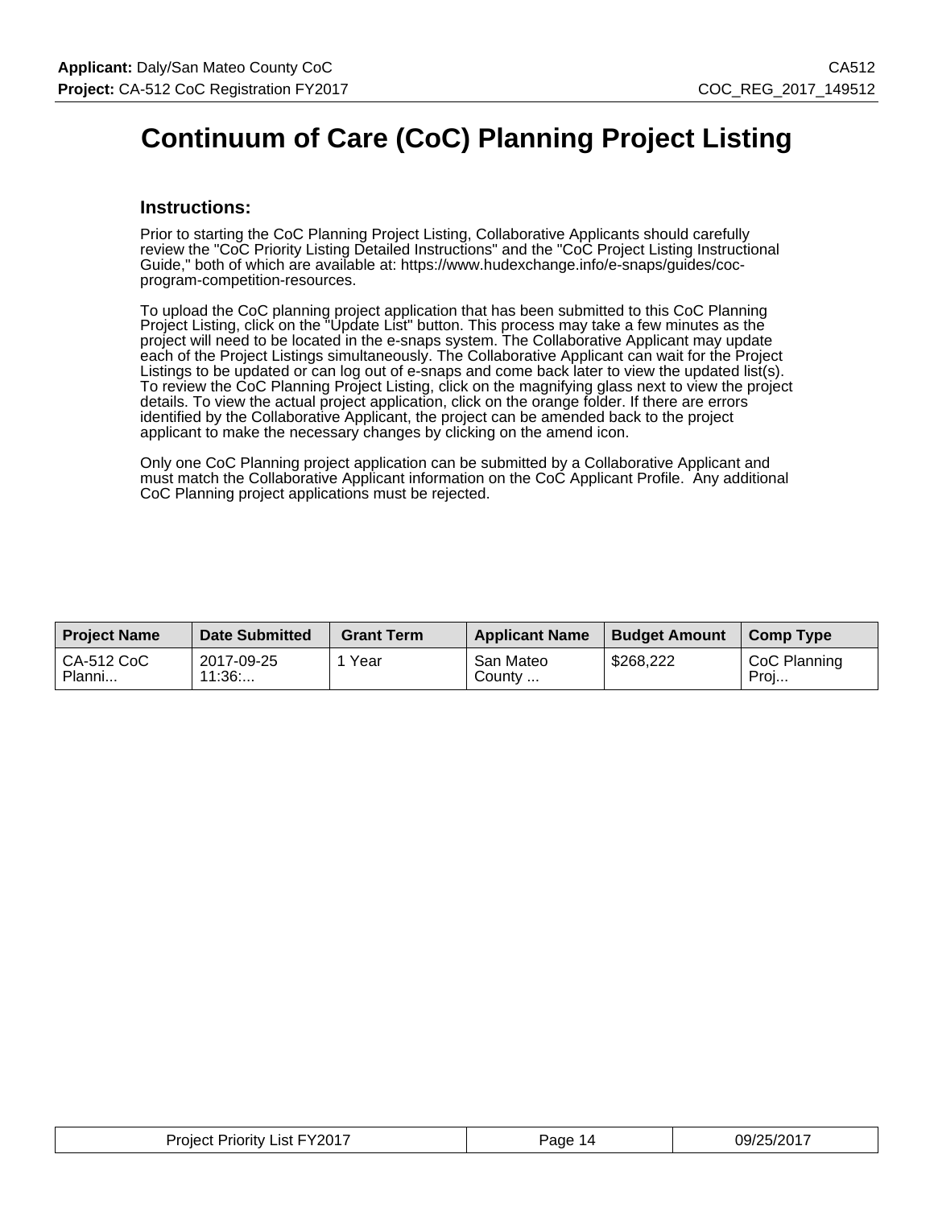# Continuum of Care (CoC) Planning Project Listing

## Instructions:

Prior to starting the CoC Planning Project Listing, Collaborative Applicants should carefully review the "CoC Priority Listing Detailed Instructions" and the "CoC Project Listing Instructional Guide," both of which are available at: https://www.hudexchange.info/e-snaps/guides/coc-program-competition-resources.

To upload the CoC planning project application that has been submitted to this CoC Planning Project Listing, click on the "Update List" button. This process may take a few minutes as the project will need to be located in the e-snaps system. The Collaborative Applicant may update each of the Project Listings simultaneously. The Collaborative Applicant can wait for the Project Listings to be updated or can log out of e-snaps and come back later to view the updated list(s). To review the CoC Planning Project Listing, click on the magnifying glass next to view the project details. To view the actual project application, click on the orange folder. If there are errors identified by the Collaborative Applicant, the project can be amended back to the project applicant to make the necessary changes by clicking on the amend icon.

Only one CoC Planning project application can be submitted by a Collaborative Applicant and must match the Collaborative Applicant information on the CoC Applicant Profile. Any additional CoC Planning project applications must be rejected.

| Project Name | Date Submitted | Grant Term | Applicant Name | Budget Amount | Comp Type |
|---|---|---|---|---|---|
| CA-512 CoC Planni... | 2017-09-25 11:36:... | 1 Year | San Mateo County ... | $268,222 | CoC Planning Proj... |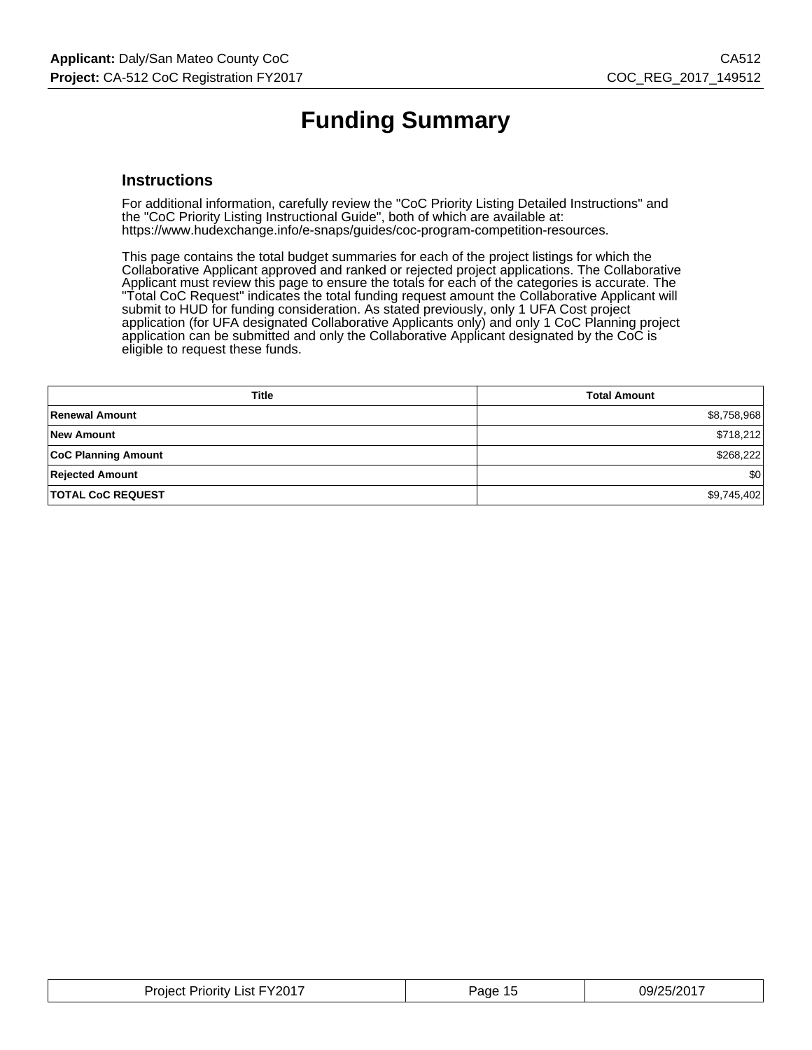# Funding Summary

## Instructions

For additional information, carefully review the "CoC Priority Listing Detailed Instructions" and the "CoC Priority Listing Instructional Guide", both of which are available at: https://www.hudexchange.info/e-snaps/guides/coc-program-competition-resources.

This page contains the total budget summaries for each of the project listings for which the Collaborative Applicant approved and ranked or rejected project applications. The Collaborative Applicant must review this page to ensure the totals for each of the categories is accurate. The "Total CoC Request" indicates the total funding request amount the Collaborative Applicant will submit to HUD for funding consideration. As stated previously, only 1 UFA Cost project application (for UFA designated Collaborative Applicants only) and only 1 CoC Planning project application can be submitted and only the Collaborative Applicant designated by the CoC is eligible to request these funds.

| Title | Total Amount |
|---|---|
| **Renewal Amount** | $8,758,968 |
| **New Amount** | $718,212 |
| **CoC Planning Amount** | $268,222 |
| **Rejected Amount** | $0 |
| **TOTAL CoC REQUEST** | $9,745,402 |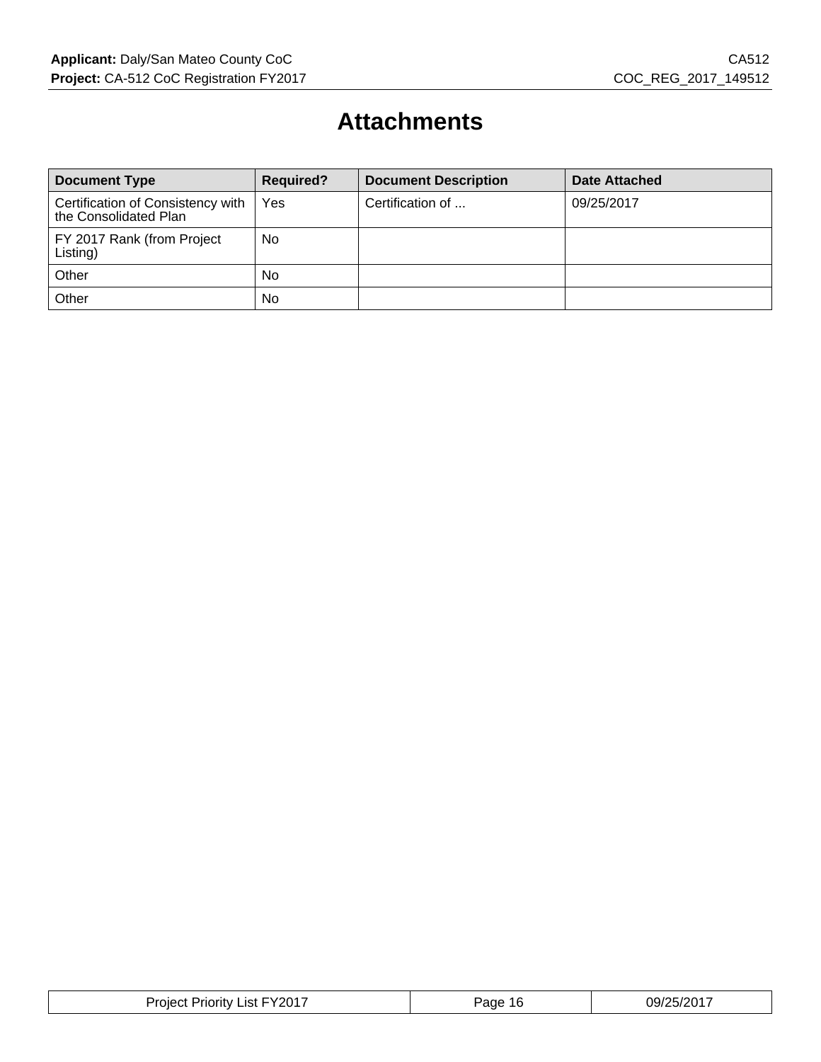# Attachments

| Document Type | Required? | Document Description | Date Attached |
|---|---|---|---|
| Certification of Consistency with the Consolidated Plan | Yes | Certification of ... | 09/25/2017 |
| FY 2017 Rank (from Project Listing) | No | | |
| Other | No | | |
| Other | No | | |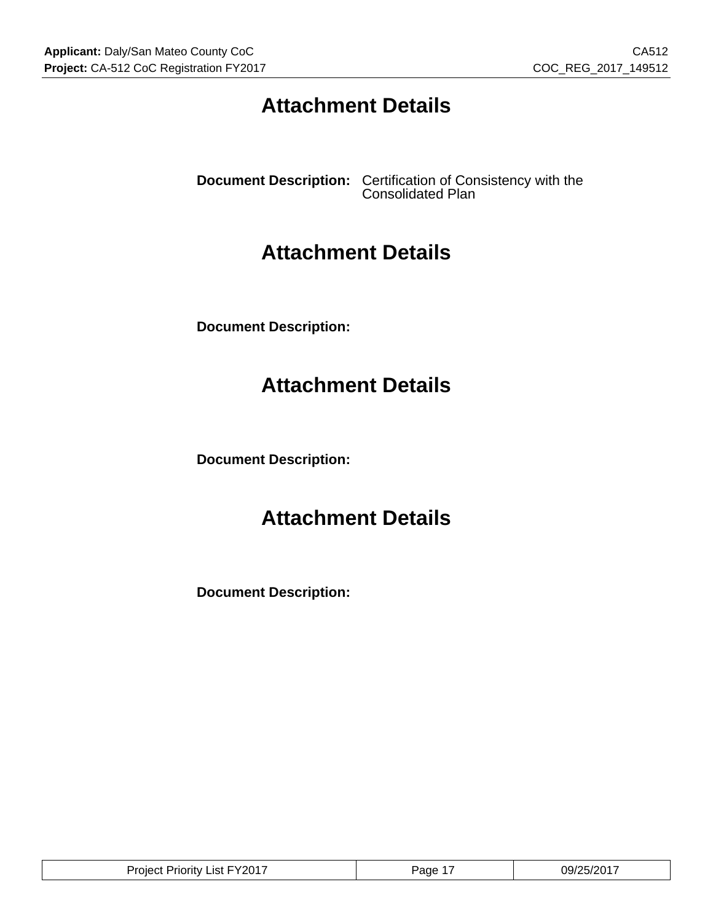# Attachment Details

**Document Description:** Certification of Consistency with the Consolidated Plan

# Attachment Details

**Document Description:**

# Attachment Details

**Document Description:**

# Attachment Details

**Document Description:**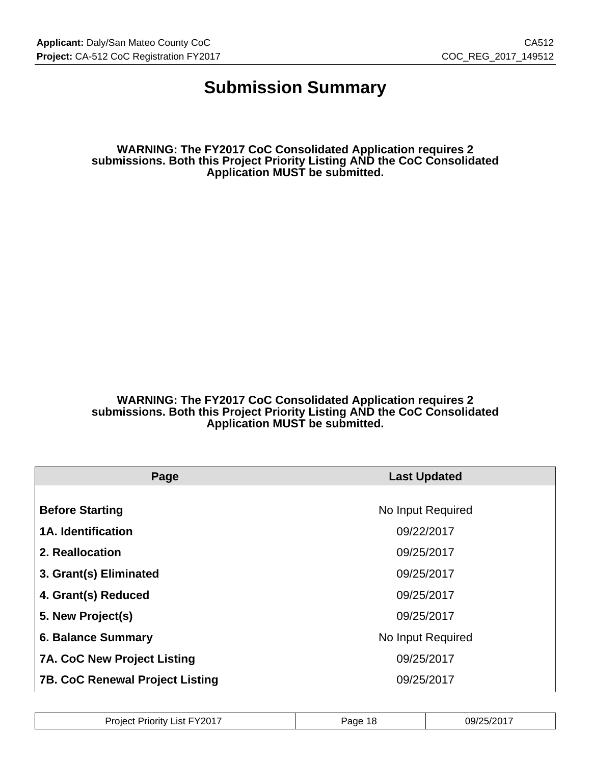# Submission Summary

**WARNING: The FY2017 CoC Consolidated Application requires 2 submissions. Both this Project Priority Listing AND the CoC Consolidated Application MUST be submitted.**

**WARNING: The FY2017 CoC Consolidated Application requires 2 submissions. Both this Project Priority Listing AND the CoC Consolidated Application MUST be submitted.**

| Page | Last Updated |
| --- | --- |
| **Before Starting** | No Input Required |
| **1A. Identification** | 09/22/2017 |
| **2. Reallocation** | 09/25/2017 |
| **3. Grant(s) Eliminated** | 09/25/2017 |
| **4. Grant(s) Reduced** | 09/25/2017 |
| **5. New Project(s)** | 09/25/2017 |
| **6. Balance Summary** | No Input Required |
| **7A. CoC New Project Listing** | 09/25/2017 |
| **7B. CoC Renewal Project Listing** | 09/25/2017 |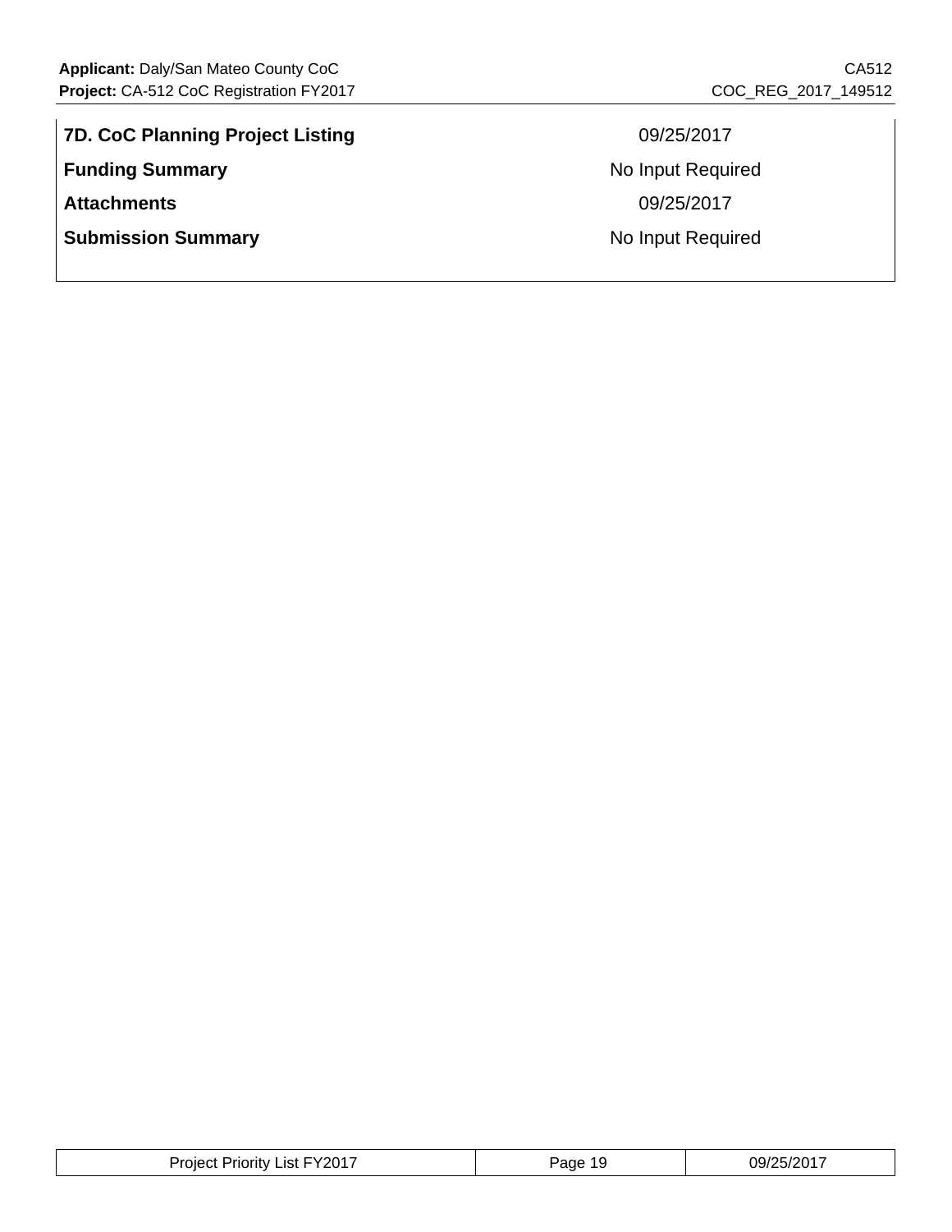| | |
|---|---|
| **7D. CoC Planning Project Listing** | 09/25/2017 |
| **Funding Summary** | No Input Required |
| **Attachments** | 09/25/2017 |
| **Submission Summary** | No Input Required |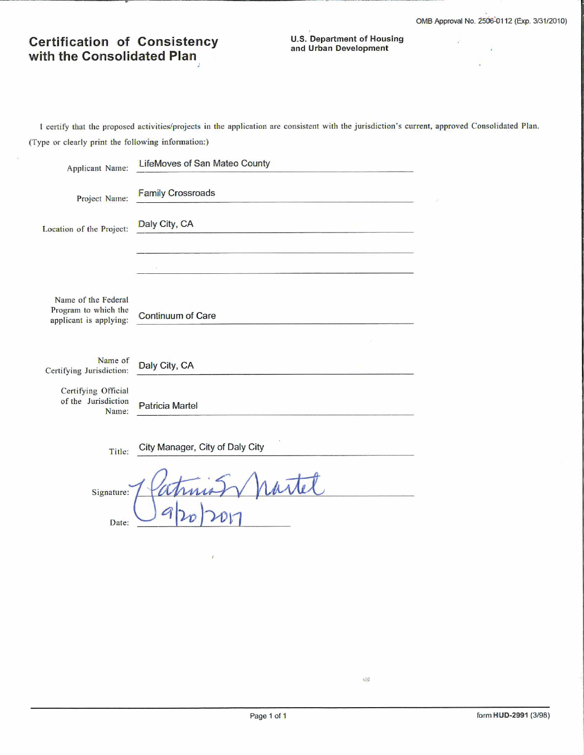OMB Approval No. 2506-0112 (Exp. 3/31/2010)

# Certification of Consistency with the Consolidated Plan

**U.S. Department of Housing and Urban Development**

I certify that the proposed activities/projects in the application are consistent with the jurisdiction's current, approved Consolidated Plan.

(Type or clearly print the following information:)

Applicant Name: LifeMoves of San Mateo County

Project Name: Family Crossroads

Location of the Project: Daly City, CA

Name of the Federal Program to which the applicant is applying: Continuum of Care

Name of Certifying Jurisdiction: Daly City, CA

Certifying Official of the Jurisdiction Name: Patricia Martel

Title: City Manager, City of Daly City

Signature: Patricia S Martel

Date: 9/20/2017

form HUD-2991 (3/98)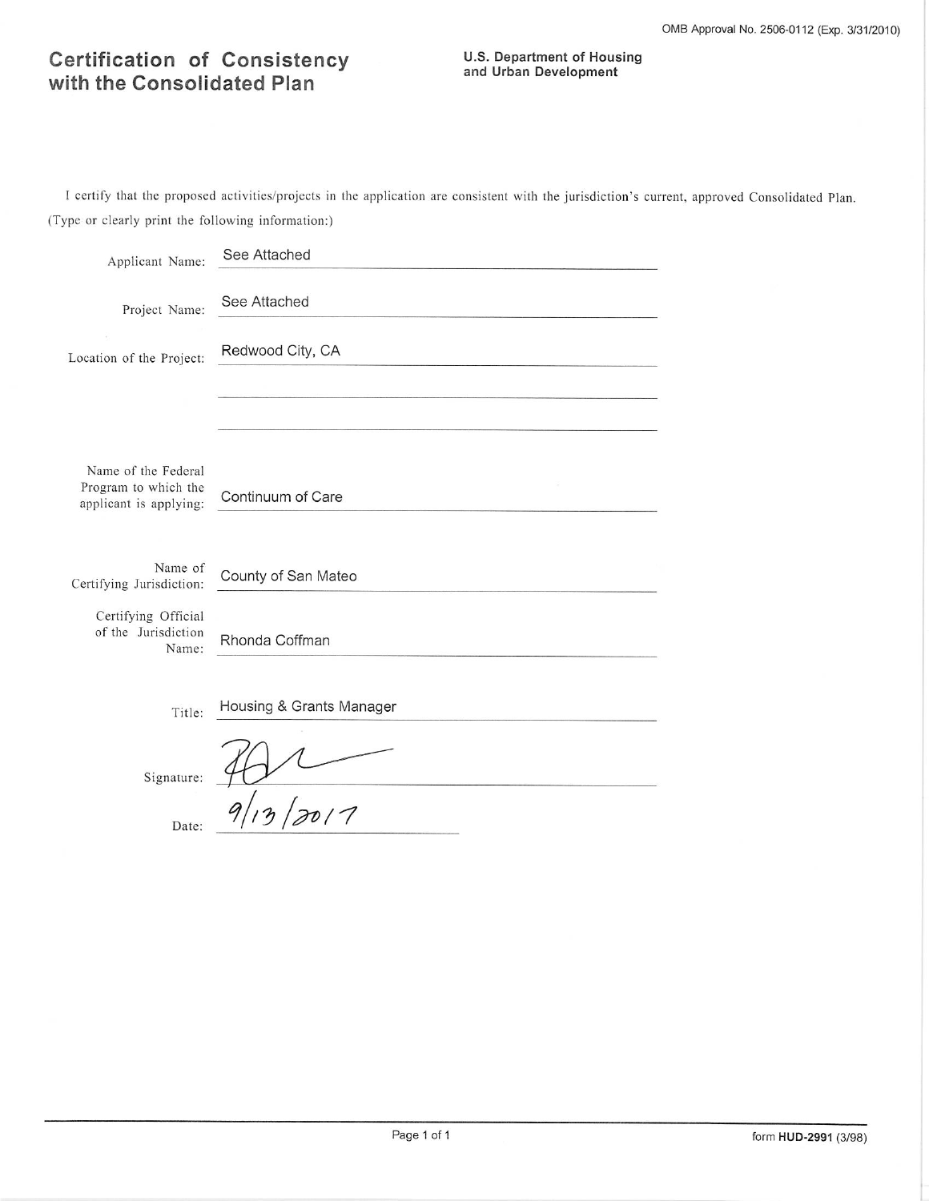OMB Approval No. 2506-0112 (Exp. 3/31/2010)

# Certification of Consistency with the Consolidated Plan

**U.S. Department of Housing and Urban Development**

I certify that the proposed activities/projects in the application are consistent with the jurisdiction's current, approved Consolidated Plan.

(Type or clearly print the following information:)

Applicant Name: See Attached

Project Name: See Attached

Location of the Project: Redwood City, CA

Name of the Federal Program to which the applicant is applying: Continuum of Care

Name of Certifying Jurisdiction: County of San Mateo

Certifying Official of the Jurisdiction Name: Rhonda Coffman

Title: Housing & Grants Manager

Signature: [signature]

Date: 9/13/2017

form **HUD-2991** (3/98)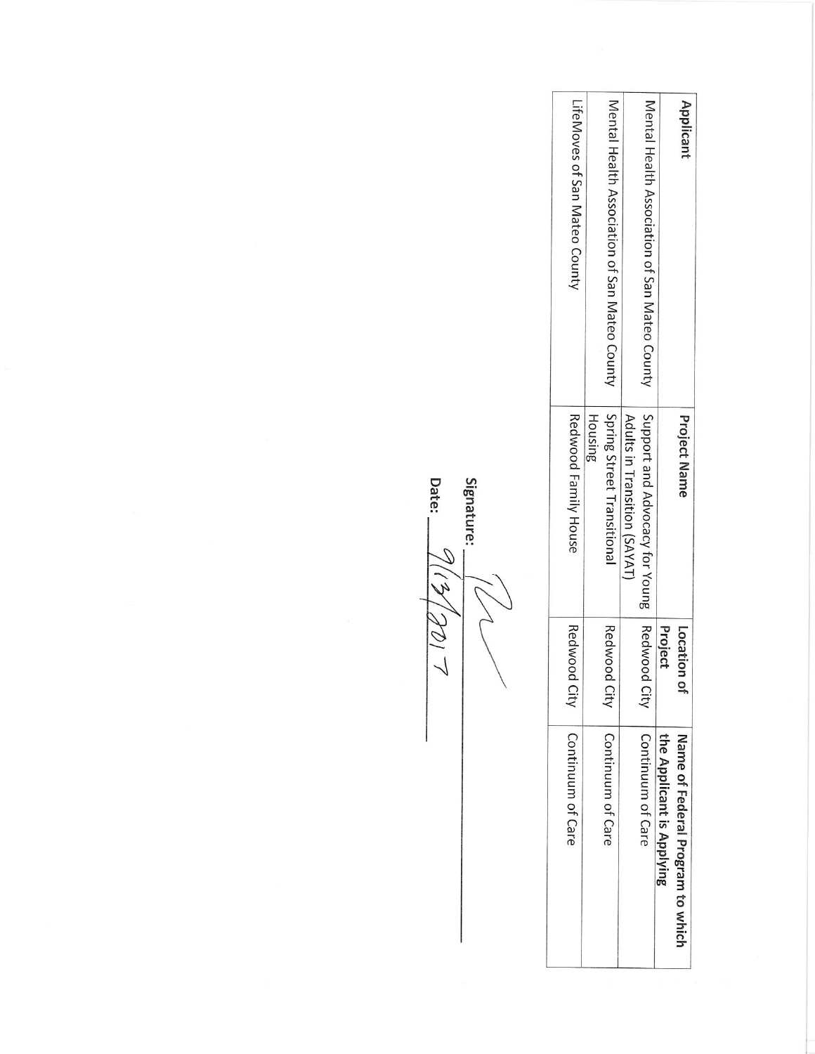| Applicant | Project Name | Location of Project | Name of Federal Program to which the Applicant is Applying |
|---|---|---|---|
| Mental Health Association of San Mateo County | Support and Advocacy for Young Adults in Transition (SAYAT) | Redwood City | Continuum of Care |
| Mental Health Association of San Mateo County | Spring Street Transitional Housing | Redwood City | Continuum of Care |
| LifeMoves of San Mateo County | Redwood Family House | Redwood City | Continuum of Care |

Signature: ____________________

Date: 9/13/2017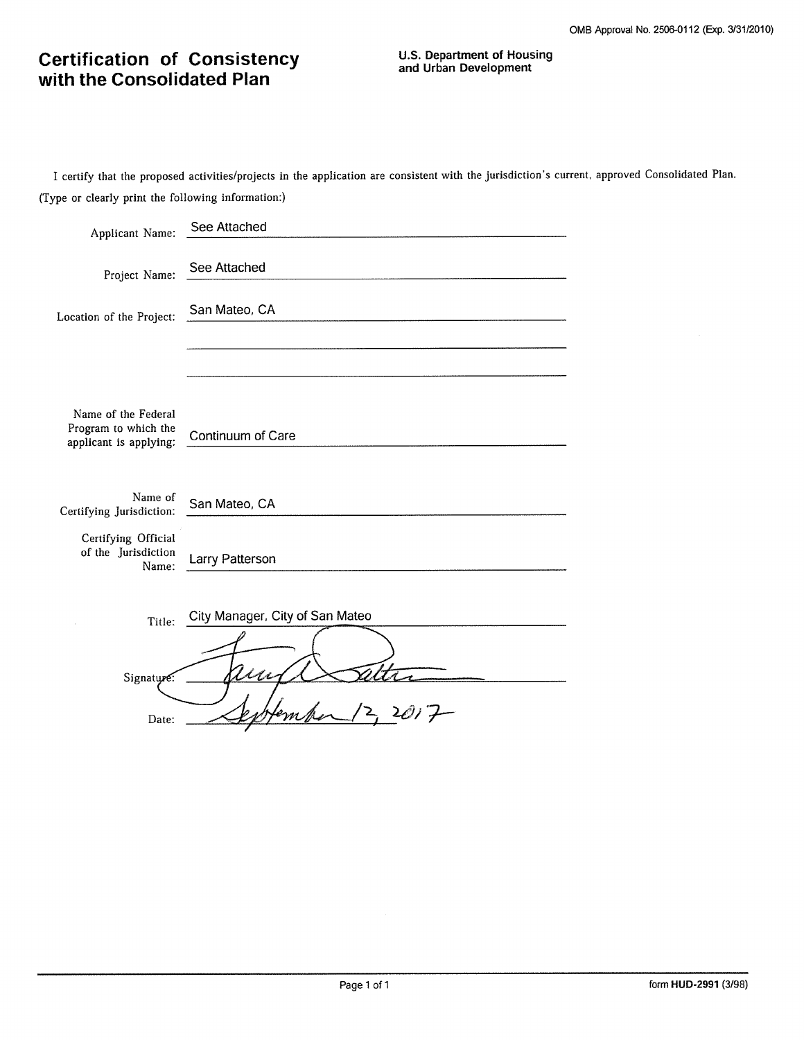OMB Approval No. 2506-0112 (Exp. 3/31/2010)

# Certification of Consistency with the Consolidated Plan

**U.S. Department of Housing and Urban Development**

I certify that the proposed activities/projects in the application are consistent with the jurisdiction's current, approved Consolidated Plan.

(Type or clearly print the following information:)

Applicant Name: See Attached

Project Name: See Attached

Location of the Project: San Mateo, CA

Name of the Federal Program to which the applicant is applying: Continuum of Care

Name of Certifying Jurisdiction: San Mateo, CA

Certifying Official of the Jurisdiction Name: Larry Patterson

Title: City Manager, City of San Mateo

Signature: [signature]

Date: September 12, 2017

form HUD-2991 (3/98)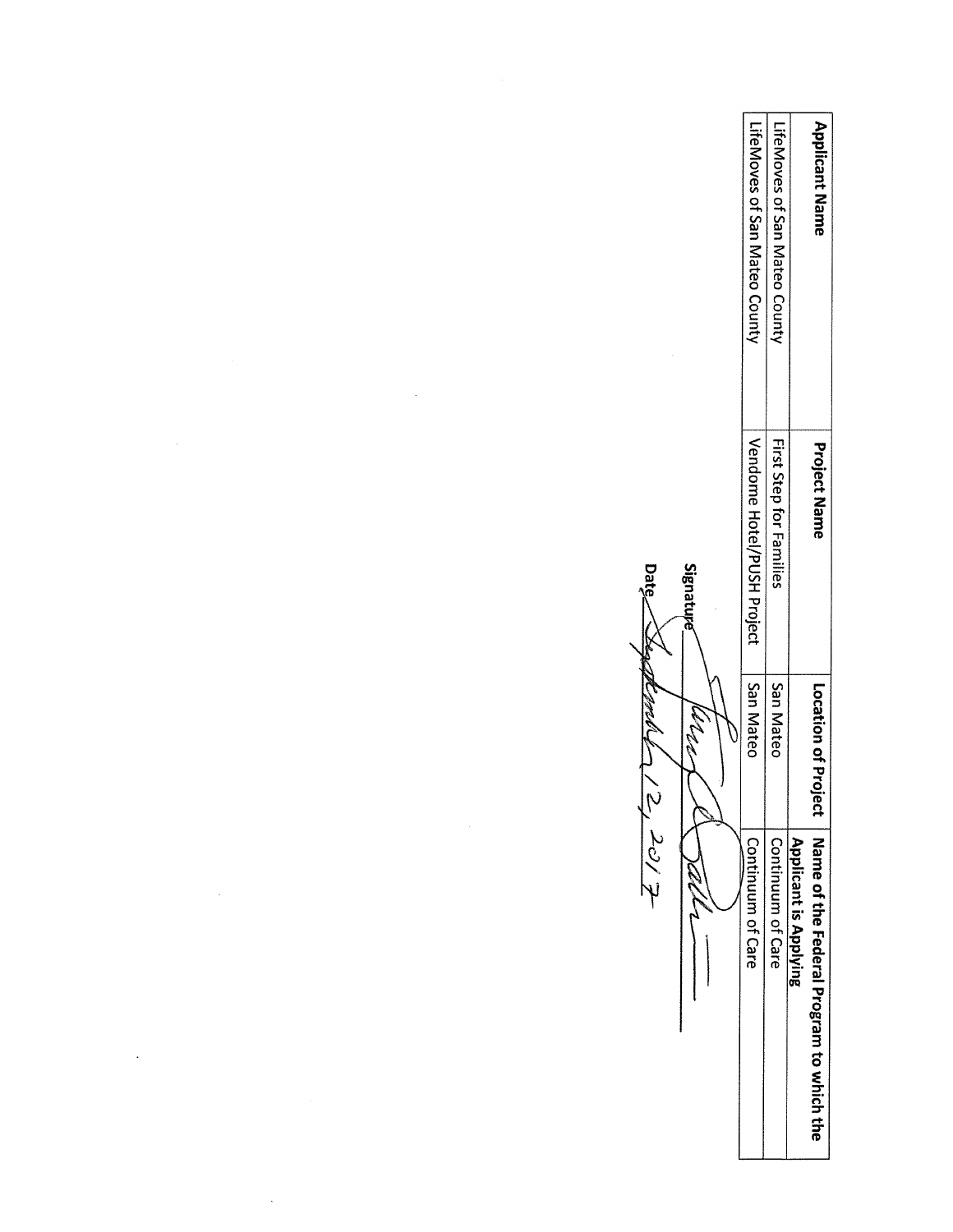| Applicant Name | Project Name | Location of Project | Name of the Federal Program to which the Applicant is Applying |
|---|---|---|---|
| LifeMoves of San Mateo County | First Step for Families | San Mateo | Continuum of Care |
| LifeMoves of San Mateo County | Vendome Hotel/PUSH Project | San Mateo | Continuum of Care |

Signature ______________________

Date September 12, 2017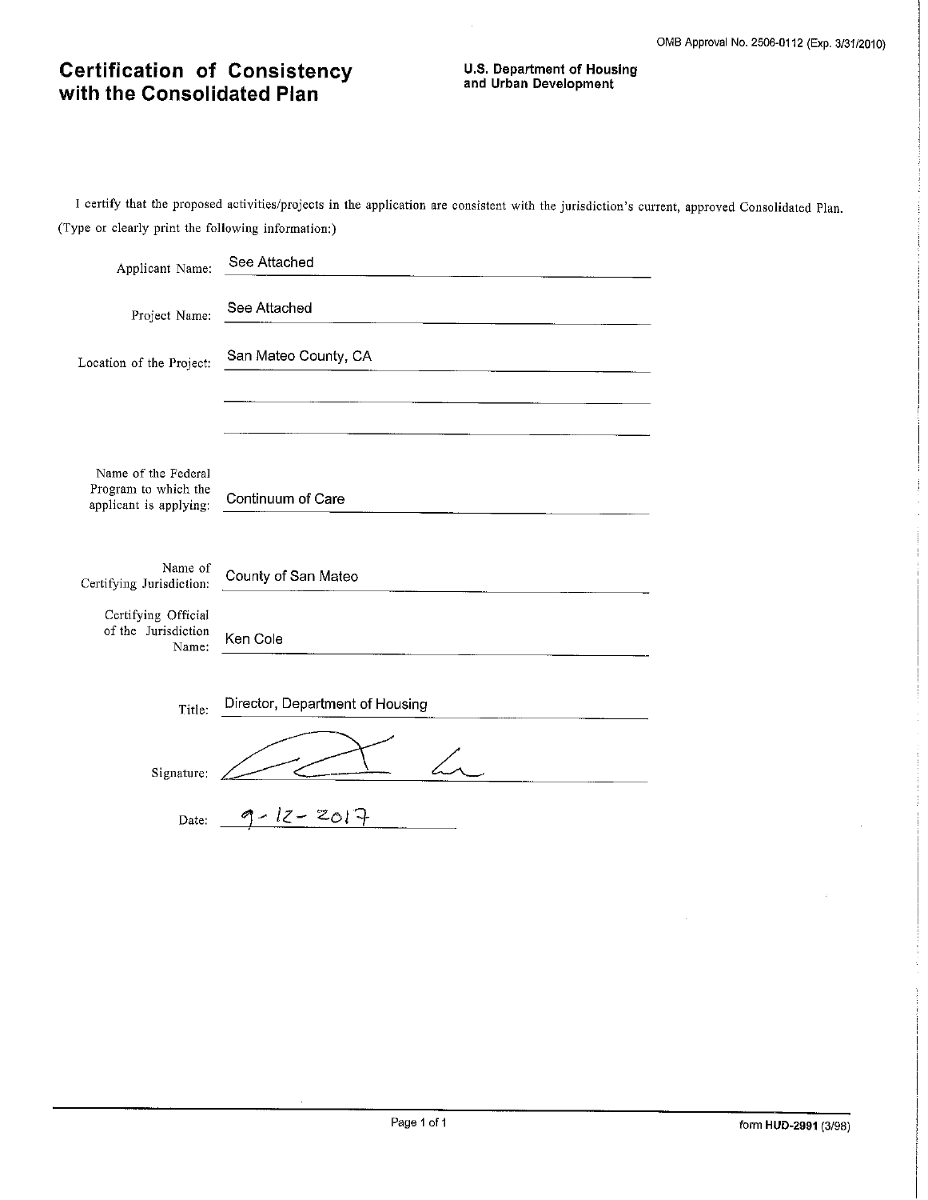OMB Approval No. 2506-0112 (Exp. 3/31/2010)

# Certification of Consistency with the Consolidated Plan

**U.S. Department of Housing and Urban Development**

I certify that the proposed activities/projects in the application are consistent with the jurisdiction's current, approved Consolidated Plan.
(Type or clearly print the following information:)

Applicant Name: See Attached

Project Name: See Attached

Location of the Project: San Mateo County, CA

Name of the Federal Program to which the applicant is applying: Continuum of Care

Name of Certifying Jurisdiction: County of San Mateo

Certifying Official of the Jurisdiction Name: Ken Cole

Title: Director, Department of Housing

Signature: [signature]

Date: 9-12-2017

form **HUD-2991** (3/98)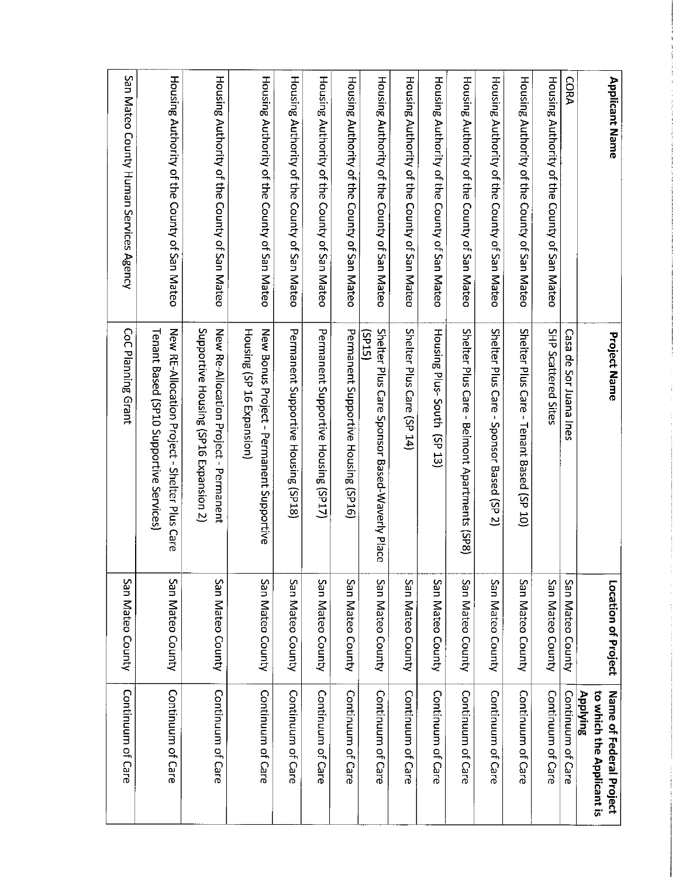| Applicant Name | Project Name | Location of Project | Name of Federal Project to which the Applicant is Applying |
|---|---|---|---|
| CORA | Casa de Sor Juana Ines | San Mateo County | Continuum of Care |
| Housing Authority of the County of San Mateo | SHP Scattered Sites | San Mateo County | Continuum of Care |
| Housing Authority of the County of San Mateo | Shelter Plus Care - Tenant Based (SP 10) | San Mateo County | Continuum of Care |
| Housing Authority of the County of San Mateo | Shelter Plus Care - Sponsor Based (SP 2) | San Mateo County | Continuum of Care |
| Housing Authority of the County of San Mateo | Shelter Plus Care - Belmont Apartments (SP8) | San Mateo County | Continuum of Care |
| Housing Authority of the County of San Mateo | Housing Plus- South (SP 13) | San Mateo County | Continuum of Care |
| Housing Authority of the County of San Mateo | Shelter Plus Care (SP 14) | San Mateo County | Continuum of Care |
| Housing Authority of the County of San Mateo | Shelter Plus Care Sponsor Based-Waverly Place (SP15) | San Mateo County | Continuum of Care |
| Housing Authority of the County of San Mateo | Permanent Supportive Housing (SP16) | San Mateo County | Continuum of Care |
| Housing Authority of the County of San Mateo | Permanent Supportive Housing (SP17) | San Mateo County | Continuum of Care |
| Housing Authority of the County of San Mateo | Permanent Supportive Housing (SP18) | San Mateo County | Continuum of Care |
| Housing Authority of the County of San Mateo | New Bonus Project - Permanent Supportive Housing (SP 16 Expansion) | San Mateo County | Continuum of Care |
| Housing Authority of the County of San Mateo | New Re-Allocation Project - Permanent Supportive Housing (SP16 Expansion 2) | San Mateo County | Continuum of Care |
| Housing Authority of the County of San Mateo | New RE-Allocation Project - Shelter Plus Care Tenant Based (SP10 Supportive Services) | San Mateo County | Continuum of Care |
| San Mateo County Human Services Agency | CoC Planning Grant | San Mateo County | Continuum of Care |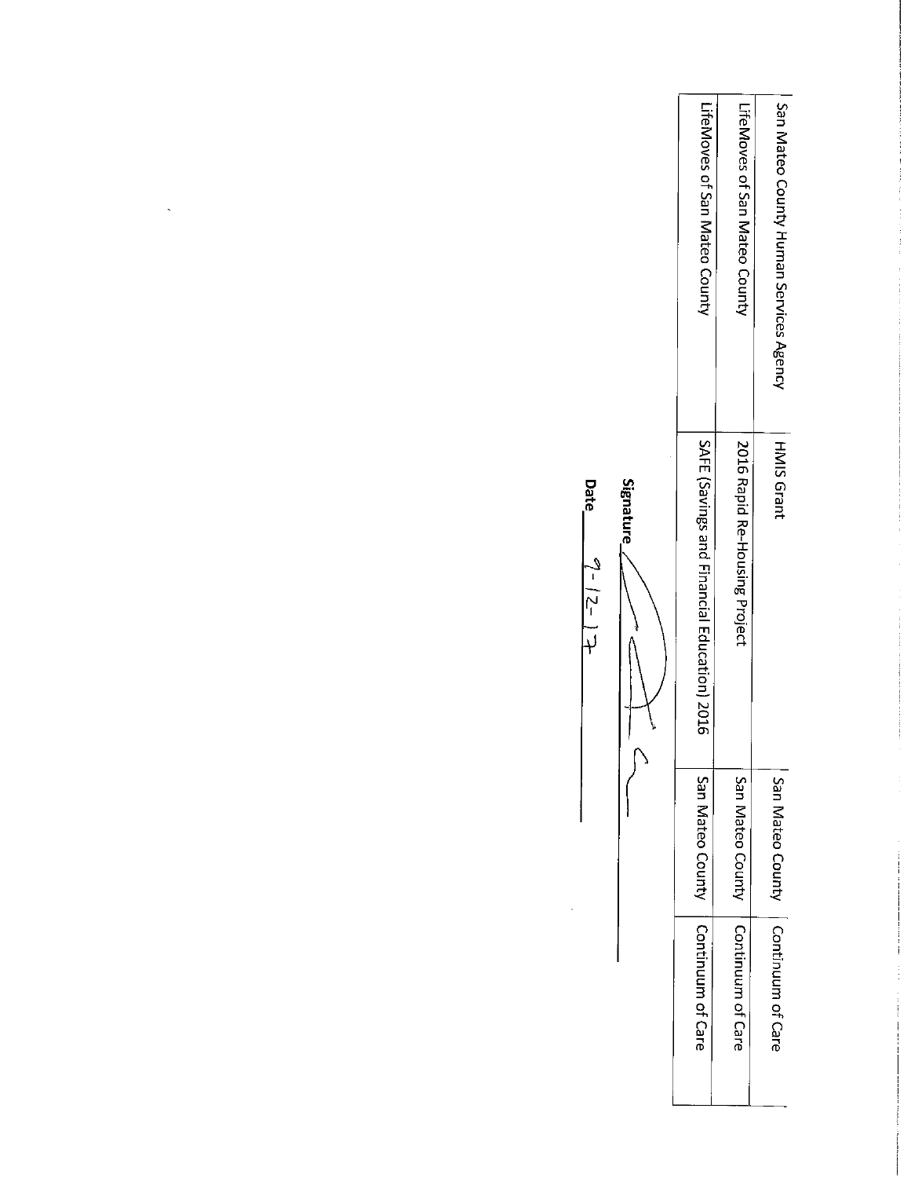| | | | |
|---|---|---|---|
| San Mateo County Human Services Agency | HMIS Grant | San Mateo County | Continuum of Care |
| LifeMoves of San Mateo County | 2016 Rapid Re-Housing Project | San Mateo County | Continuum of Care |
| LifeMoves of San Mateo County | SAFE (Savings and Financial Education) 2016 | San Mateo County | Continuum of Care |

**Signature** ______________________

**Date** 9-12-17